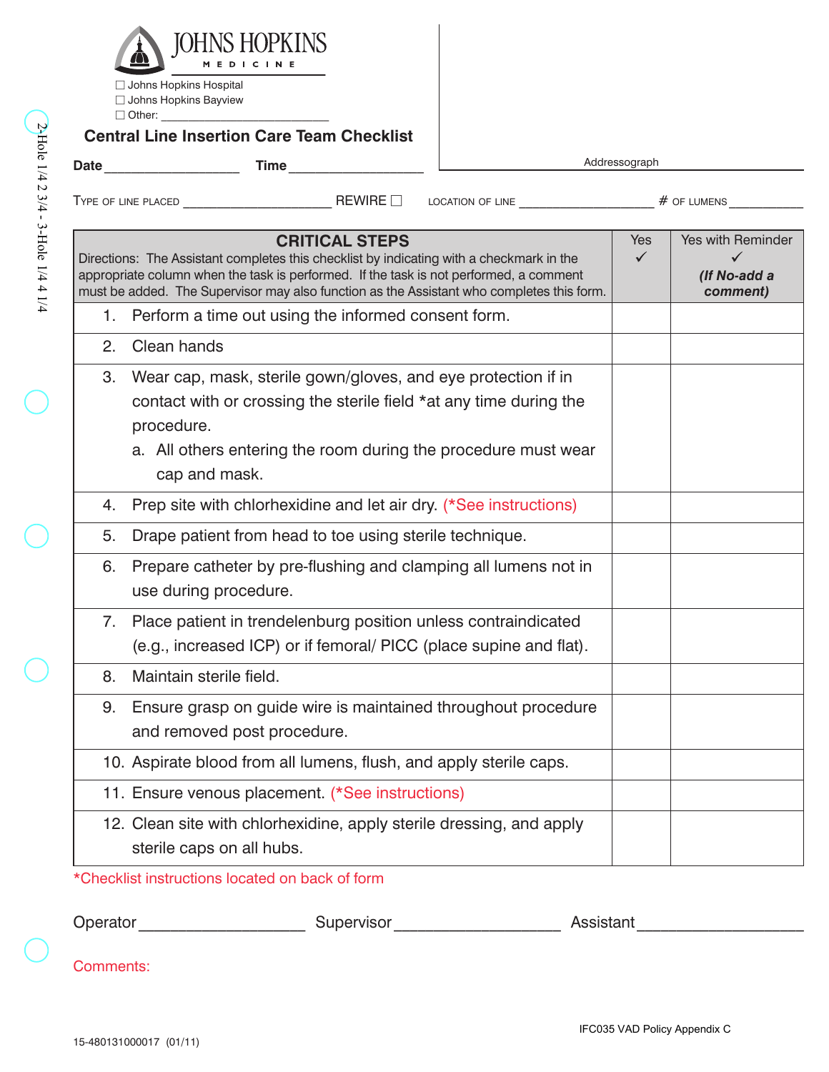JOHNS HOPKINS
MEDICINE

☐ Johns Hopkins Hospital
☐ Johns Hopkins Bayview
☐ Other: ______________________

# Central Line Insertion Care Team Checklist

**Date** ________________ **Time** ________________

Addressograph

TYPE OF LINE PLACED ____________________ REWIRE ☐ LOCATION OF LINE __________________ # OF LUMENS __________

| **CRITICAL STEPS** Directions: The Assistant completes this checklist by indicating with a checkmark in the appropriate column when the task is performed. If the task is not performed, a comment must be added. The Supervisor may also function as the Assistant who completes this form. | Yes ✓ | Yes with Reminder ✓ ***(If No-add a comment)*** |
|---|---|---|
| 1. Perform a time out using the informed consent form. | | |
| 2. Clean hands | | |
| 3. Wear cap, mask, sterile gown/gloves, and eye protection if in contact with or crossing the sterile field *at any time during the procedure. a. All others entering the room during the procedure must wear cap and mask. | | |
| 4. Prep site with chlorhexidine and let air dry. (*See instructions) | | |
| 5. Drape patient from head to toe using sterile technique. | | |
| 6. Prepare catheter by pre-flushing and clamping all lumens not in use during procedure. | | |
| 7. Place patient in trendelenburg position unless contraindicated (e.g., increased ICP) or if femoral/ PICC (place supine and flat). | | |
| 8. Maintain sterile field. | | |
| 9. Ensure grasp on guide wire is maintained throughout procedure and removed post procedure. | | |
| 10. Aspirate blood from all lumens, flush, and apply sterile caps. | | |
| 11. Ensure venous placement. (*See instructions) | | |
| 12. Clean site with chlorhexidine, apply sterile dressing, and apply sterile caps on all hubs. | | |

*Checklist instructions located on back of form

Operator __________________ Supervisor __________________ Assistant __________________

Comments:

IFC035 VAD Policy Appendix C

15-480131000017 (01/11)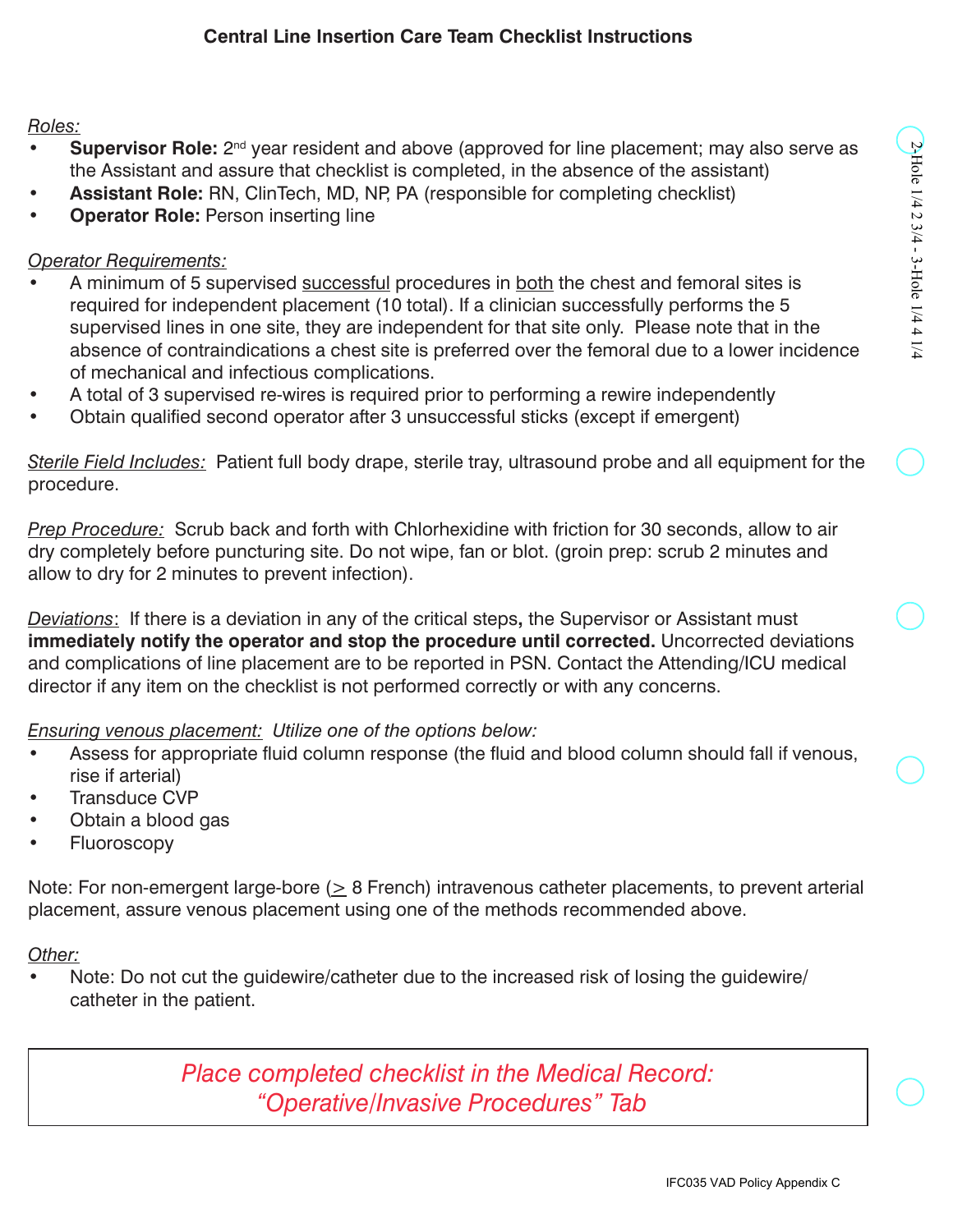# Central Line Insertion Care Team Checklist Instructions

*Roles:*

- **Supervisor Role:** 2nd year resident and above (approved for line placement; may also serve as the Assistant and assure that checklist is completed, in the absence of the assistant)
- **Assistant Role:** RN, ClinTech, MD, NP, PA (responsible for completing checklist)
- **Operator Role:** Person inserting line

*Operator Requirements:*

- A minimum of 5 supervised successful procedures in both the chest and femoral sites is required for independent placement (10 total). If a clinician successfully performs the 5 supervised lines in one site, they are independent for that site only. Please note that in the absence of contraindications a chest site is preferred over the femoral due to a lower incidence of mechanical and infectious complications.
- A total of 3 supervised re-wires is required prior to performing a rewire independently
- Obtain qualified second operator after 3 unsuccessful sticks (except if emergent)

*Sterile Field Includes:* Patient full body drape, sterile tray, ultrasound probe and all equipment for the procedure.

*Prep Procedure:* Scrub back and forth with Chlorhexidine with friction for 30 seconds, allow to air dry completely before puncturing site. Do not wipe, fan or blot. (groin prep: scrub 2 minutes and allow to dry for 2 minutes to prevent infection).

*Deviations*: If there is a deviation in any of the critical steps**,** the Supervisor or Assistant must **immediately notify the operator and stop the procedure until corrected.** Uncorrected deviations and complications of line placement are to be reported in PSN. Contact the Attending/ICU medical director if any item on the checklist is not performed correctly or with any concerns.

*Ensuring venous placement: Utilize one of the options below:*

- Assess for appropriate fluid column response (the fluid and blood column should fall if venous, rise if arterial)
- Transduce CVP
- Obtain a blood gas
- Fluoroscopy

Note: For non-emergent large-bore (≥ 8 French) intravenous catheter placements, to prevent arterial placement, assure venous placement using one of the methods recommended above.

*Other:*

- Note: Do not cut the guidewire/catheter due to the increased risk of losing the guidewire/catheter in the patient.

*Place completed checklist in the Medical Record:*
*"Operative/Invasive Procedures" Tab*

IFC035 VAD Policy Appendix C